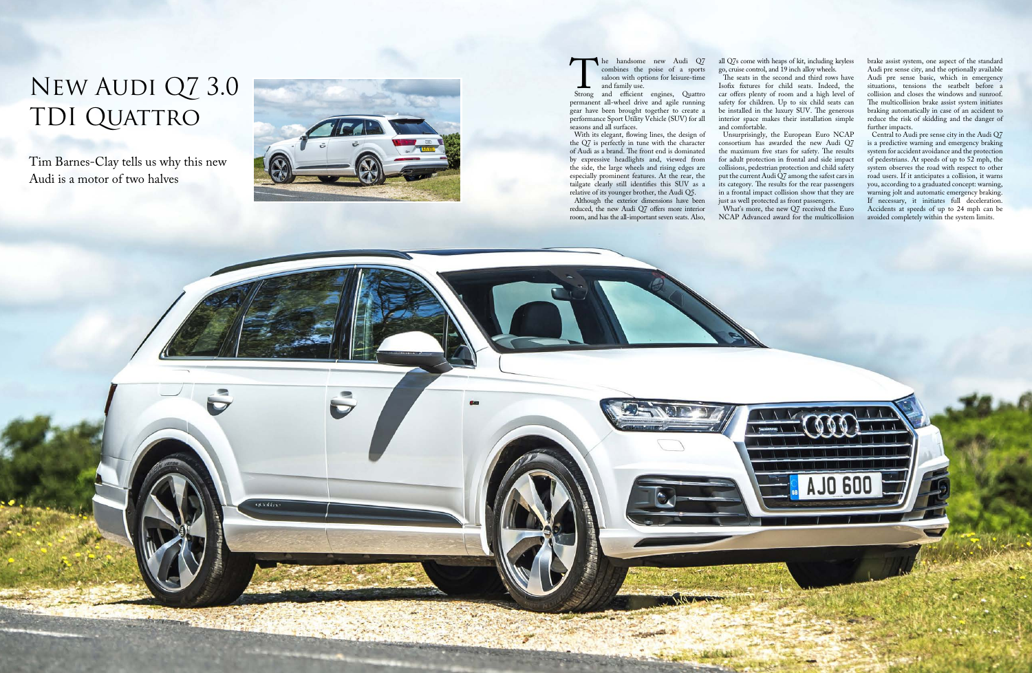# New Audi Q7 3.0 TDI Quattro

Tim Barnes-Clay tells us why this new Audi is a motor of two halves

The handsome new Audi Q7 combines the poise of a sports saloon with options for leisure-time and family use.

Strong and efficient engines, Quattro permanent all-wheel drive and agile running gear have been brought together to create a performance Sport Utility Vehicle (SUV) for all seasons and all surfaces.

With its elegant, flowing lines, the design of the Q7 is perfectly in tune with the character of Audi as a brand. The front end is dominated by expressive headlights and, viewed from the side, the large wheels and rising edges are especially prominent features. At the rear, the tailgate clearly still identifies this SUV as a relative of its younger brother, the Audi Q5.

Although the exterior dimensions have been reduced, the new Audi Q7 offers more interior room, and has the all-important seven seats. Also, all Q7s come with heaps of kit, including keyless go, cruise control, and 19 inch alloy wheels.

The seats in the second and third rows have Isofix fixtures for child seats. Indeed, the car offers plenty of room and a high level of safety for children. Up to six child seats can be installed in the luxury SUV. The generous interior space makes their installation simple and comfortable.

Unsurprisingly, the European Euro NCAP consortium has awarded the new Audi Q7 the maximum five stars for safety. The results for adult protection in frontal and side impact collisions, pedestrian protection and child safety put the current Audi Q7 among the safest cars in its category. The results for the rear passengers in a frontal impact collision show that they are just as well protected as front passengers.

What's more, the new Q7 received the Euro NCAP Advanced award for the multicollision brake assist system, one aspect of the standard Audi pre sense city, and the optionally available Audi pre sense basic, which in emergency situations, tensions the seatbelt before a collision and closes the windows and sunroof. The multicollision brake assist system initiates braking automatically in case of an accident to reduce the risk of skidding and the danger of further impacts.

Central to Audi pre sense city in the Audi Q7 is a predictive warning and emergency braking system for accident avoidance and the protection of pedestrians. At speeds of up to 52 mph, the system observes the road with respect to other road users. If it anticipates a collision, it warns you, according to a graduated concept: warning, warning jolt and automatic emergency braking. If necessary, it initiates full deceleration. Accidents at speeds of up to 24 mph can be avoided completely within the system limits.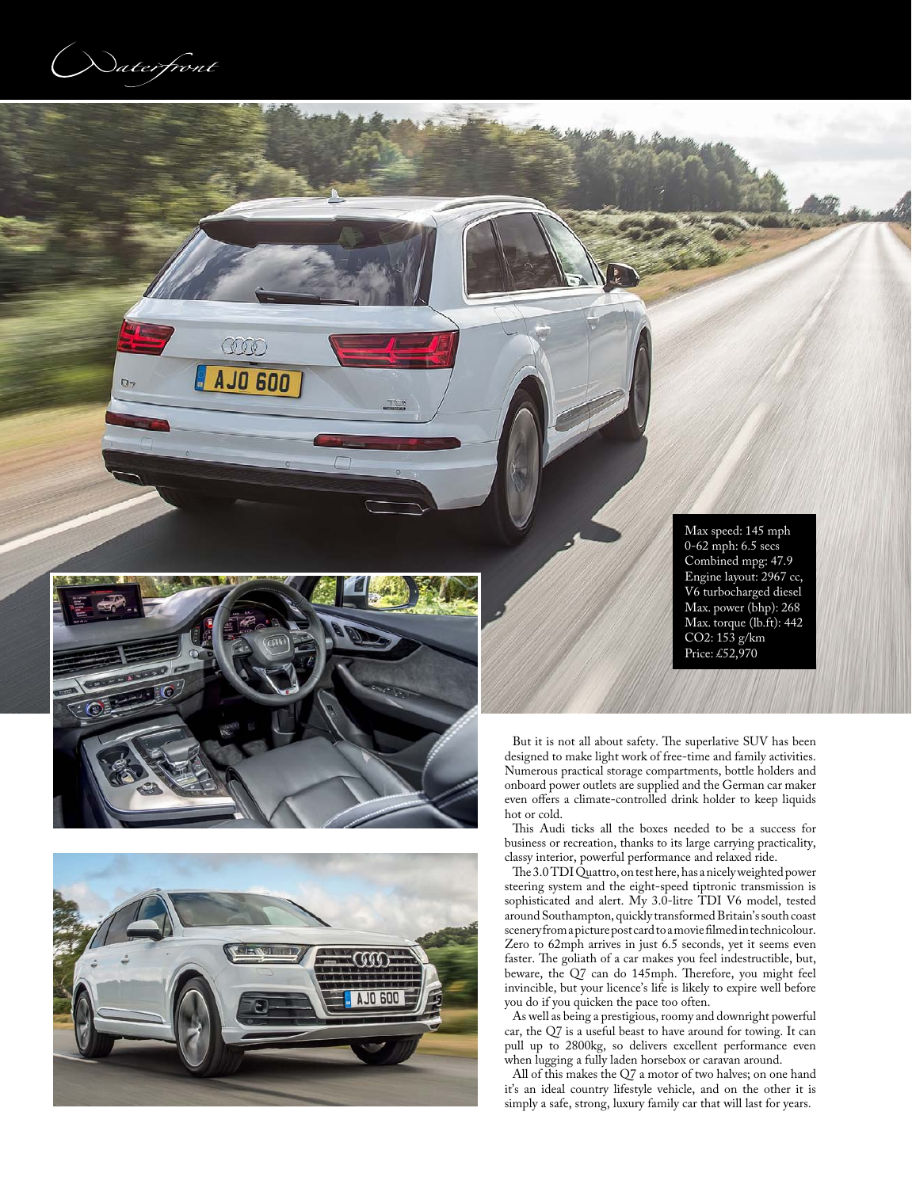Max speed: 145 mph
0-62 mph: 6.5 secs
Combined mpg: 47.9
Engine layout: 2967 cc, V6 turbocharged diesel
Max. power (bhp): 268
Max. torque (lb.ft): 442
$CO_2$: 153 g/km
Price: £52,970

But it is not all about safety. The superlative SUV has been designed to make light work of free-time and family activities. Numerous practical storage compartments, bottle holders and onboard power outlets are supplied and the German car maker even offers a climate-controlled drink holder to keep liquids hot or cold.

This Audi ticks all the boxes needed to be a success for business or recreation, thanks to its large carrying practicality, classy interior, powerful performance and relaxed ride.

The 3.0 TDI Quattro, on test here, has a nicely weighted power steering system and the eight-speed tiptronic transmission is sophisticated and alert. My 3.0-litre TDI V6 model, tested around Southampton, quickly transformed Britain's south coast scenery from a picture postcard to a movie filmed in technicolour. Zero to 62mph arrives in just 6.5 seconds, yet it seems even faster. The goliath of a car makes you feel indestructible, but, beware, the Q7 can do 145mph. Therefore, you might feel invincible, but your licence's life is likely to expire well before you do if you quicken the pace too often.

As well as being a prestigious, roomy and downright powerful car, the Q7 is a useful beast to have around for towing. It can pull up to 2800kg, so delivers excellent performance even when lugging a fully laden horsebox or caravan around.

All of this makes the Q7 a motor of two halves; on one hand it's an ideal country lifestyle vehicle, and on the other it is simply a safe, strong, luxury family car that will last for years.